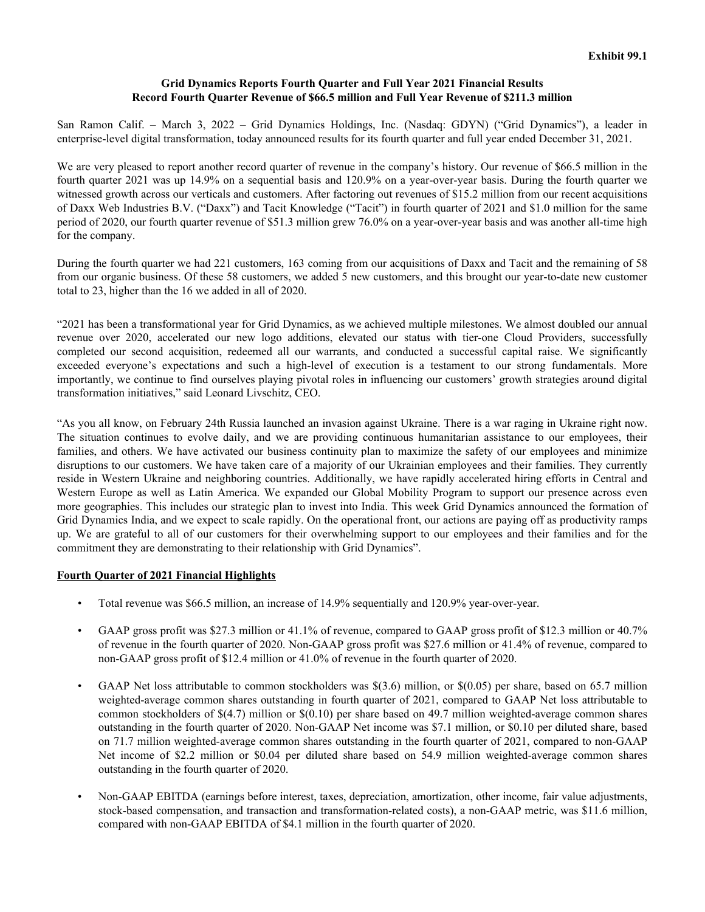**Exhibit 99.1**

# Grid Dynamics Reports Fourth Quarter and Full Year 2021 Financial Results
## Record Fourth Quarter Revenue of $66.5 million and Full Year Revenue of $211.3 million

San Ramon Calif. – March 3, 2022 – Grid Dynamics Holdings, Inc. (Nasdaq: GDYN) ("Grid Dynamics"), a leader in enterprise-level digital transformation, today announced results for its fourth quarter and full year ended December 31, 2021.

We are very pleased to report another record quarter of revenue in the company's history. Our revenue of $66.5 million in the fourth quarter 2021 was up 14.9% on a sequential basis and 120.9% on a year-over-year basis. During the fourth quarter we witnessed growth across our verticals and customers. After factoring out revenues of $15.2 million from our recent acquisitions of Daxx Web Industries B.V. ("Daxx") and Tacit Knowledge ("Tacit") in fourth quarter of 2021 and $1.0 million for the same period of 2020, our fourth quarter revenue of $51.3 million grew 76.0% on a year-over-year basis and was another all-time high for the company.

During the fourth quarter we had 221 customers, 163 coming from our acquisitions of Daxx and Tacit and the remaining of 58 from our organic business. Of these 58 customers, we added 5 new customers, and this brought our year-to-date new customer total to 23, higher than the 16 we added in all of 2020.

"2021 has been a transformational year for Grid Dynamics, as we achieved multiple milestones. We almost doubled our annual revenue over 2020, accelerated our new logo additions, elevated our status with tier-one Cloud Providers, successfully completed our second acquisition, redeemed all our warrants, and conducted a successful capital raise. We significantly exceeded everyone's expectations and such a high-level of execution is a testament to our strong fundamentals. More importantly, we continue to find ourselves playing pivotal roles in influencing our customers' growth strategies around digital transformation initiatives," said Leonard Livschitz, CEO.

"As you all know, on February 24th Russia launched an invasion against Ukraine. There is a war raging in Ukraine right now. The situation continues to evolve daily, and we are providing continuous humanitarian assistance to our employees, their families, and others. We have activated our business continuity plan to maximize the safety of our employees and minimize disruptions to our customers. We have taken care of a majority of our Ukrainian employees and their families. They currently reside in Western Ukraine and neighboring countries. Additionally, we have rapidly accelerated hiring efforts in Central and Western Europe as well as Latin America. We expanded our Global Mobility Program to support our presence across even more geographies. This includes our strategic plan to invest into India. This week Grid Dynamics announced the formation of Grid Dynamics India, and we expect to scale rapidly. On the operational front, our actions are paying off as productivity ramps up. We are grateful to all of our customers for their overwhelming support to our employees and their families and for the commitment they are demonstrating to their relationship with Grid Dynamics".

**Fourth Quarter of 2021 Financial Highlights**

- Total revenue was $66.5 million, an increase of 14.9% sequentially and 120.9% year-over-year.

- GAAP gross profit was $27.3 million or 41.1% of revenue, compared to GAAP gross profit of $12.3 million or 40.7% of revenue in the fourth quarter of 2020. Non-GAAP gross profit was $27.6 million or 41.4% of revenue, compared to non-GAAP gross profit of $12.4 million or 41.0% of revenue in the fourth quarter of 2020.

- GAAP Net loss attributable to common stockholders was $(3.6) million, or $(0.05) per share, based on 65.7 million weighted-average common shares outstanding in fourth quarter of 2021, compared to GAAP Net loss attributable to common stockholders of $(4.7) million or $(0.10) per share based on 49.7 million weighted-average common shares outstanding in the fourth quarter of 2020. Non-GAAP Net income was $7.1 million, or $0.10 per diluted share, based on 71.7 million weighted-average common shares outstanding in the fourth quarter of 2021, compared to non-GAAP Net income of $2.2 million or $0.04 per diluted share based on 54.9 million weighted-average common shares outstanding in the fourth quarter of 2020.

- Non-GAAP EBITDA (earnings before interest, taxes, depreciation, amortization, other income, fair value adjustments, stock-based compensation, and transaction and transformation-related costs), a non-GAAP metric, was $11.6 million, compared with non-GAAP EBITDA of $4.1 million in the fourth quarter of 2020.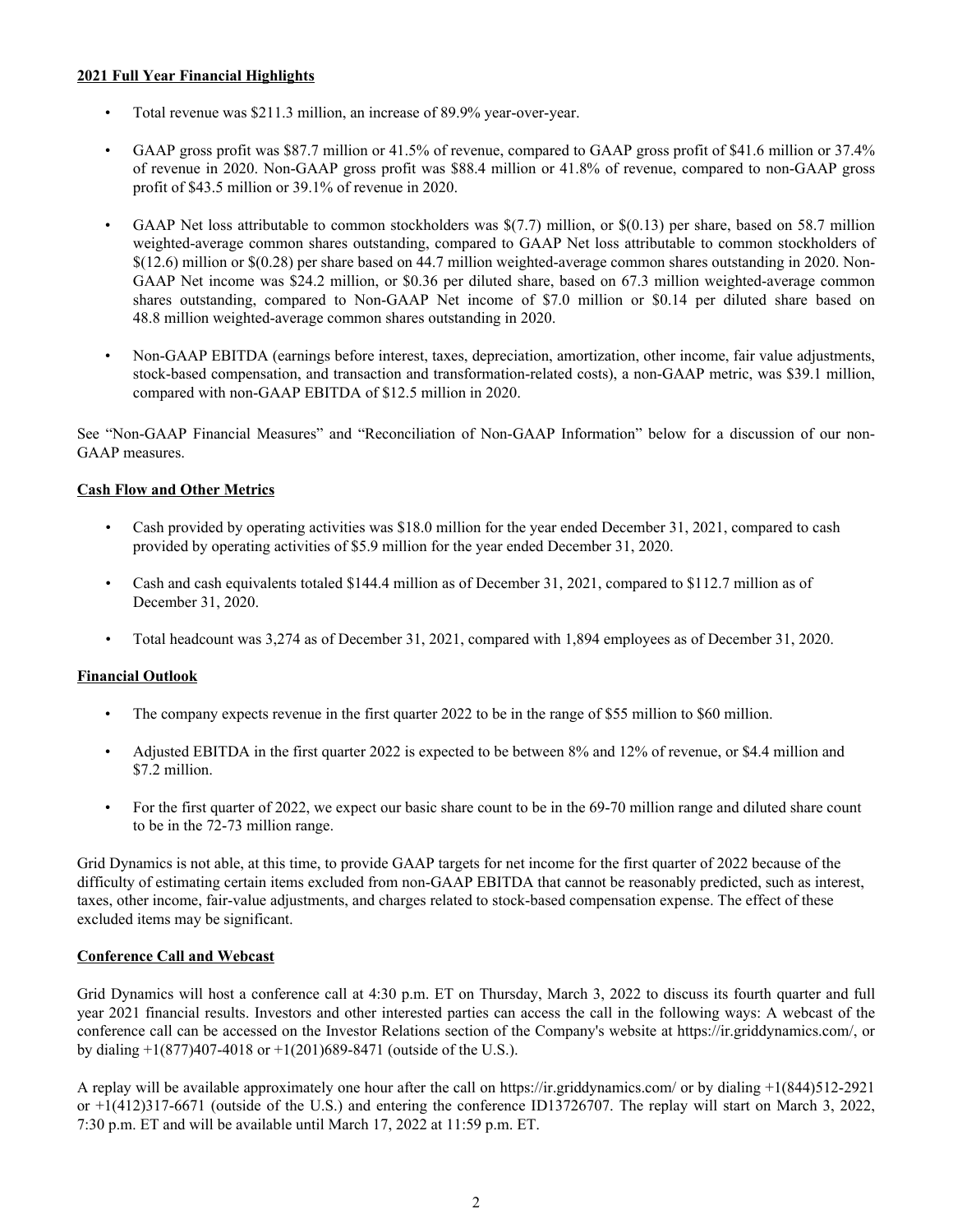**2021 Full Year Financial Highlights**

- Total revenue was $211.3 million, an increase of 89.9% year-over-year.
- GAAP gross profit was $87.7 million or 41.5% of revenue, compared to GAAP gross profit of $41.6 million or 37.4% of revenue in 2020. Non-GAAP gross profit was $88.4 million or 41.8% of revenue, compared to non-GAAP gross profit of $43.5 million or 39.1% of revenue in 2020.
- GAAP Net loss attributable to common stockholders was $(7.7) million, or $(0.13) per share, based on 58.7 million weighted-average common shares outstanding, compared to GAAP Net loss attributable to common stockholders of $(12.6) million or $(0.28) per share based on 44.7 million weighted-average common shares outstanding in 2020. Non-GAAP Net income was $24.2 million, or $0.36 per diluted share, based on 67.3 million weighted-average common shares outstanding, compared to Non-GAAP Net income of $7.0 million or $0.14 per diluted share based on 48.8 million weighted-average common shares outstanding in 2020.
- Non-GAAP EBITDA (earnings before interest, taxes, depreciation, amortization, other income, fair value adjustments, stock-based compensation, and transaction and transformation-related costs), a non-GAAP metric, was $39.1 million, compared with non-GAAP EBITDA of $12.5 million in 2020.

See "Non-GAAP Financial Measures" and "Reconciliation of Non-GAAP Information" below for a discussion of our non-GAAP measures.

**Cash Flow and Other Metrics**

- Cash provided by operating activities was $18.0 million for the year ended December 31, 2021, compared to cash provided by operating activities of $5.9 million for the year ended December 31, 2020.
- Cash and cash equivalents totaled $144.4 million as of December 31, 2021, compared to $112.7 million as of December 31, 2020.
- Total headcount was 3,274 as of December 31, 2021, compared with 1,894 employees as of December 31, 2020.

**Financial Outlook**

- The company expects revenue in the first quarter 2022 to be in the range of $55 million to $60 million.
- Adjusted EBITDA in the first quarter 2022 is expected to be between 8% and 12% of revenue, or $4.4 million and $7.2 million.
- For the first quarter of 2022, we expect our basic share count to be in the 69-70 million range and diluted share count to be in the 72-73 million range.

Grid Dynamics is not able, at this time, to provide GAAP targets for net income for the first quarter of 2022 because of the difficulty of estimating certain items excluded from non-GAAP EBITDA that cannot be reasonably predicted, such as interest, taxes, other income, fair-value adjustments, and charges related to stock-based compensation expense. The effect of these excluded items may be significant.

**Conference Call and Webcast**

Grid Dynamics will host a conference call at 4:30 p.m. ET on Thursday, March 3, 2022 to discuss its fourth quarter and full year 2021 financial results. Investors and other interested parties can access the call in the following ways: A webcast of the conference call can be accessed on the Investor Relations section of the Company's website at https://ir.griddynamics.com/, or by dialing +1(877)407-4018 or +1(201)689-8471 (outside of the U.S.).

A replay will be available approximately one hour after the call on https://ir.griddynamics.com/ or by dialing +1(844)512-2921 or +1(412)317-6671 (outside of the U.S.) and entering the conference ID13726707. The replay will start on March 3, 2022, 7:30 p.m. ET and will be available until March 17, 2022 at 11:59 p.m. ET.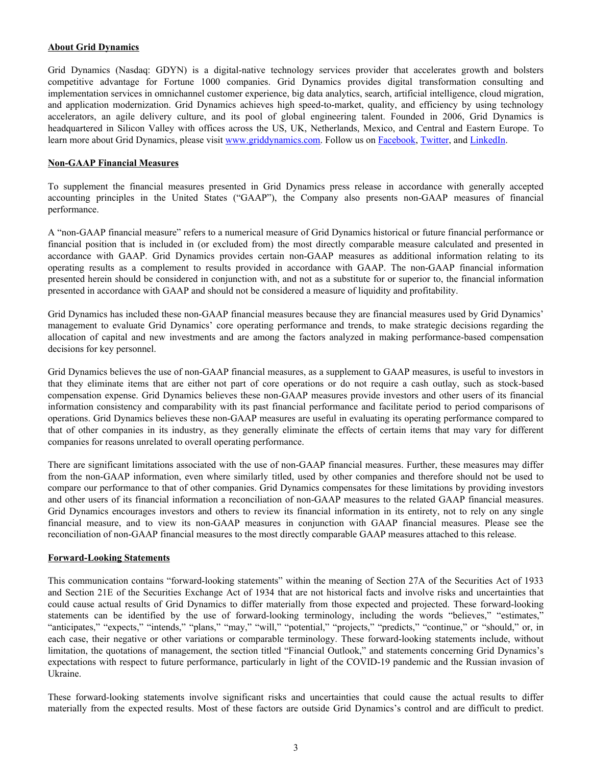**About Grid Dynamics**

Grid Dynamics (Nasdaq: GDYN) is a digital-native technology services provider that accelerates growth and bolsters competitive advantage for Fortune 1000 companies. Grid Dynamics provides digital transformation consulting and implementation services in omnichannel customer experience, big data analytics, search, artificial intelligence, cloud migration, and application modernization. Grid Dynamics achieves high speed-to-market, quality, and efficiency by using technology accelerators, an agile delivery culture, and its pool of global engineering talent. Founded in 2006, Grid Dynamics is headquartered in Silicon Valley with offices across the US, UK, Netherlands, Mexico, and Central and Eastern Europe. To learn more about Grid Dynamics, please visit www.griddynamics.com. Follow us on Facebook, Twitter, and LinkedIn.

**Non-GAAP Financial Measures**

To supplement the financial measures presented in Grid Dynamics press release in accordance with generally accepted accounting principles in the United States ("GAAP"), the Company also presents non-GAAP measures of financial performance.

A "non-GAAP financial measure" refers to a numerical measure of Grid Dynamics historical or future financial performance or financial position that is included in (or excluded from) the most directly comparable measure calculated and presented in accordance with GAAP. Grid Dynamics provides certain non-GAAP measures as additional information relating to its operating results as a complement to results provided in accordance with GAAP. The non-GAAP financial information presented herein should be considered in conjunction with, and not as a substitute for or superior to, the financial information presented in accordance with GAAP and should not be considered a measure of liquidity and profitability.

Grid Dynamics has included these non-GAAP financial measures because they are financial measures used by Grid Dynamics' management to evaluate Grid Dynamics' core operating performance and trends, to make strategic decisions regarding the allocation of capital and new investments and are among the factors analyzed in making performance-based compensation decisions for key personnel.

Grid Dynamics believes the use of non-GAAP financial measures, as a supplement to GAAP measures, is useful to investors in that they eliminate items that are either not part of core operations or do not require a cash outlay, such as stock-based compensation expense. Grid Dynamics believes these non-GAAP measures provide investors and other users of its financial information consistency and comparability with its past financial performance and facilitate period to period comparisons of operations. Grid Dynamics believes these non-GAAP measures are useful in evaluating its operating performance compared to that of other companies in its industry, as they generally eliminate the effects of certain items that may vary for different companies for reasons unrelated to overall operating performance.

There are significant limitations associated with the use of non-GAAP financial measures. Further, these measures may differ from the non-GAAP information, even where similarly titled, used by other companies and therefore should not be used to compare our performance to that of other companies. Grid Dynamics compensates for these limitations by providing investors and other users of its financial information a reconciliation of non-GAAP measures to the related GAAP financial measures. Grid Dynamics encourages investors and others to review its financial information in its entirety, not to rely on any single financial measure, and to view its non-GAAP measures in conjunction with GAAP financial measures. Please see the reconciliation of non-GAAP financial measures to the most directly comparable GAAP measures attached to this release.

**Forward-Looking Statements**

This communication contains "forward-looking statements" within the meaning of Section 27A of the Securities Act of 1933 and Section 21E of the Securities Exchange Act of 1934 that are not historical facts and involve risks and uncertainties that could cause actual results of Grid Dynamics to differ materially from those expected and projected. These forward-looking statements can be identified by the use of forward-looking terminology, including the words "believes," "estimates," "anticipates," "expects," "intends," "plans," "may," "will," "potential," "projects," "predicts," "continue," or "should," or, in each case, their negative or other variations or comparable terminology. These forward-looking statements include, without limitation, the quotations of management, the section titled "Financial Outlook," and statements concerning Grid Dynamics's expectations with respect to future performance, particularly in light of the COVID-19 pandemic and the Russian invasion of Ukraine.

These forward-looking statements involve significant risks and uncertainties that could cause the actual results to differ materially from the expected results. Most of these factors are outside Grid Dynamics's control and are difficult to predict.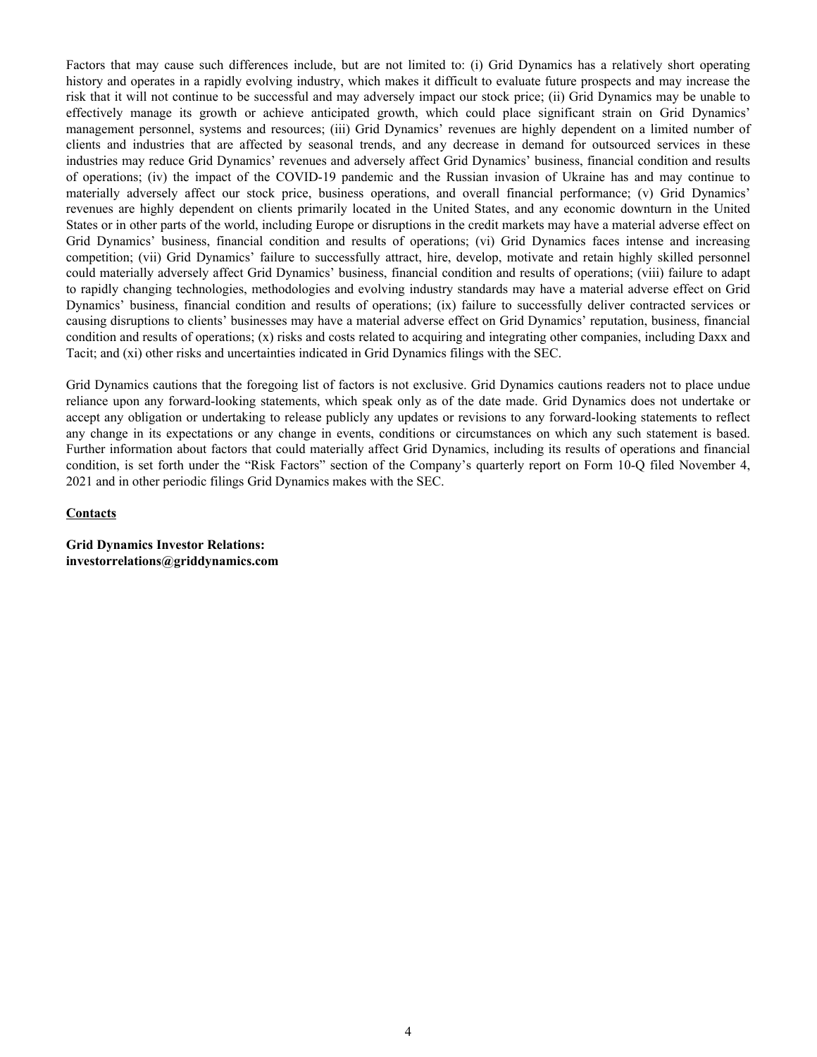Factors that may cause such differences include, but are not limited to: (i) Grid Dynamics has a relatively short operating history and operates in a rapidly evolving industry, which makes it difficult to evaluate future prospects and may increase the risk that it will not continue to be successful and may adversely impact our stock price; (ii) Grid Dynamics may be unable to effectively manage its growth or achieve anticipated growth, which could place significant strain on Grid Dynamics' management personnel, systems and resources; (iii) Grid Dynamics' revenues are highly dependent on a limited number of clients and industries that are affected by seasonal trends, and any decrease in demand for outsourced services in these industries may reduce Grid Dynamics' revenues and adversely affect Grid Dynamics' business, financial condition and results of operations; (iv) the impact of the COVID-19 pandemic and the Russian invasion of Ukraine has and may continue to materially adversely affect our stock price, business operations, and overall financial performance; (v) Grid Dynamics' revenues are highly dependent on clients primarily located in the United States, and any economic downturn in the United States or in other parts of the world, including Europe or disruptions in the credit markets may have a material adverse effect on Grid Dynamics' business, financial condition and results of operations; (vi) Grid Dynamics faces intense and increasing competition; (vii) Grid Dynamics' failure to successfully attract, hire, develop, motivate and retain highly skilled personnel could materially adversely affect Grid Dynamics' business, financial condition and results of operations; (viii) failure to adapt to rapidly changing technologies, methodologies and evolving industry standards may have a material adverse effect on Grid Dynamics' business, financial condition and results of operations; (ix) failure to successfully deliver contracted services or causing disruptions to clients' businesses may have a material adverse effect on Grid Dynamics' reputation, business, financial condition and results of operations; (x) risks and costs related to acquiring and integrating other companies, including Daxx and Tacit; and (xi) other risks and uncertainties indicated in Grid Dynamics filings with the SEC.

Grid Dynamics cautions that the foregoing list of factors is not exclusive. Grid Dynamics cautions readers not to place undue reliance upon any forward-looking statements, which speak only as of the date made. Grid Dynamics does not undertake or accept any obligation or undertaking to release publicly any updates or revisions to any forward-looking statements to reflect any change in its expectations or any change in events, conditions or circumstances on which any such statement is based. Further information about factors that could materially affect Grid Dynamics, including its results of operations and financial condition, is set forth under the "Risk Factors" section of the Company's quarterly report on Form 10-Q filed November 4, 2021 and in other periodic filings Grid Dynamics makes with the SEC.

**Contacts**

**Grid Dynamics Investor Relations:**
**investorrelations@griddynamics.com**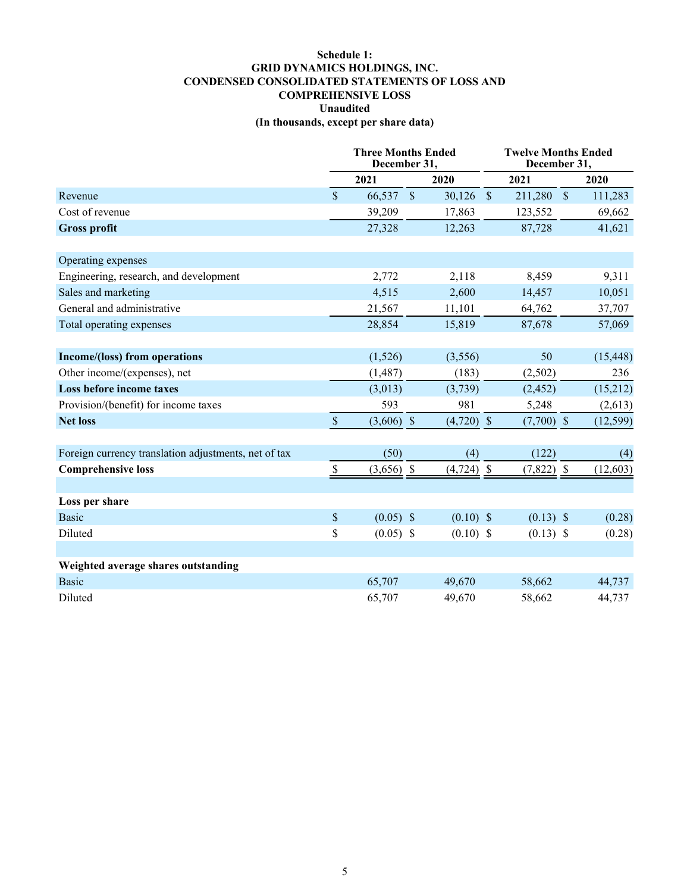**Schedule 1:**
**GRID DYNAMICS HOLDINGS, INC.**
**CONDENSED CONSOLIDATED STATEMENTS OF LOSS AND COMPREHENSIVE LOSS**
**Unaudited**
**(In thousands, except per share data)**

| | Three Months Ended December 31, | | Twelve Months Ended December 31, | |
|---|---|---|---|---|
| | 2021 | 2020 | 2021 | 2020 |
| Revenue | $ 66,537 | $ 30,126 | $ 211,280 | $ 111,283 |
| Cost of revenue | 39,209 | 17,863 | 123,552 | 69,662 |
| **Gross profit** | 27,328 | 12,263 | 87,728 | 41,621 |
| | | | | |
| Operating expenses | | | | |
| Engineering, research, and development | 2,772 | 2,118 | 8,459 | 9,311 |
| Sales and marketing | 4,515 | 2,600 | 14,457 | 10,051 |
| General and administrative | 21,567 | 11,101 | 64,762 | 37,707 |
| Total operating expenses | 28,854 | 15,819 | 87,678 | 57,069 |
| | | | | |
| **Income/(loss) from operations** | (1,526) | (3,556) | 50 | (15,448) |
| Other income/(expenses), net | (1,487) | (183) | (2,502) | 236 |
| **Loss before income taxes** | (3,013) | (3,739) | (2,452) | (15,212) |
| Provision/(benefit) for income taxes | 593 | 981 | 5,248 | (2,613) |
| **Net loss** | $ (3,606) | $ (4,720) | $ (7,700) | $ (12,599) |
| | | | | |
| Foreign currency translation adjustments, net of tax | (50) | (4) | (122) | (4) |
| **Comprehensive loss** | $ (3,656) | $ (4,724) | $ (7,822) | $ (12,603) |
| | | | | |
| **Loss per share** | | | | |
| Basic | $ (0.05) | $ (0.10) | $ (0.13) | $ (0.28) |
| Diluted | $ (0.05) | $ (0.10) | $ (0.13) | $ (0.28) |
| | | | | |
| **Weighted average shares outstanding** | | | | |
| Basic | 65,707 | 49,670 | 58,662 | 44,737 |
| Diluted | 65,707 | 49,670 | 58,662 | 44,737 |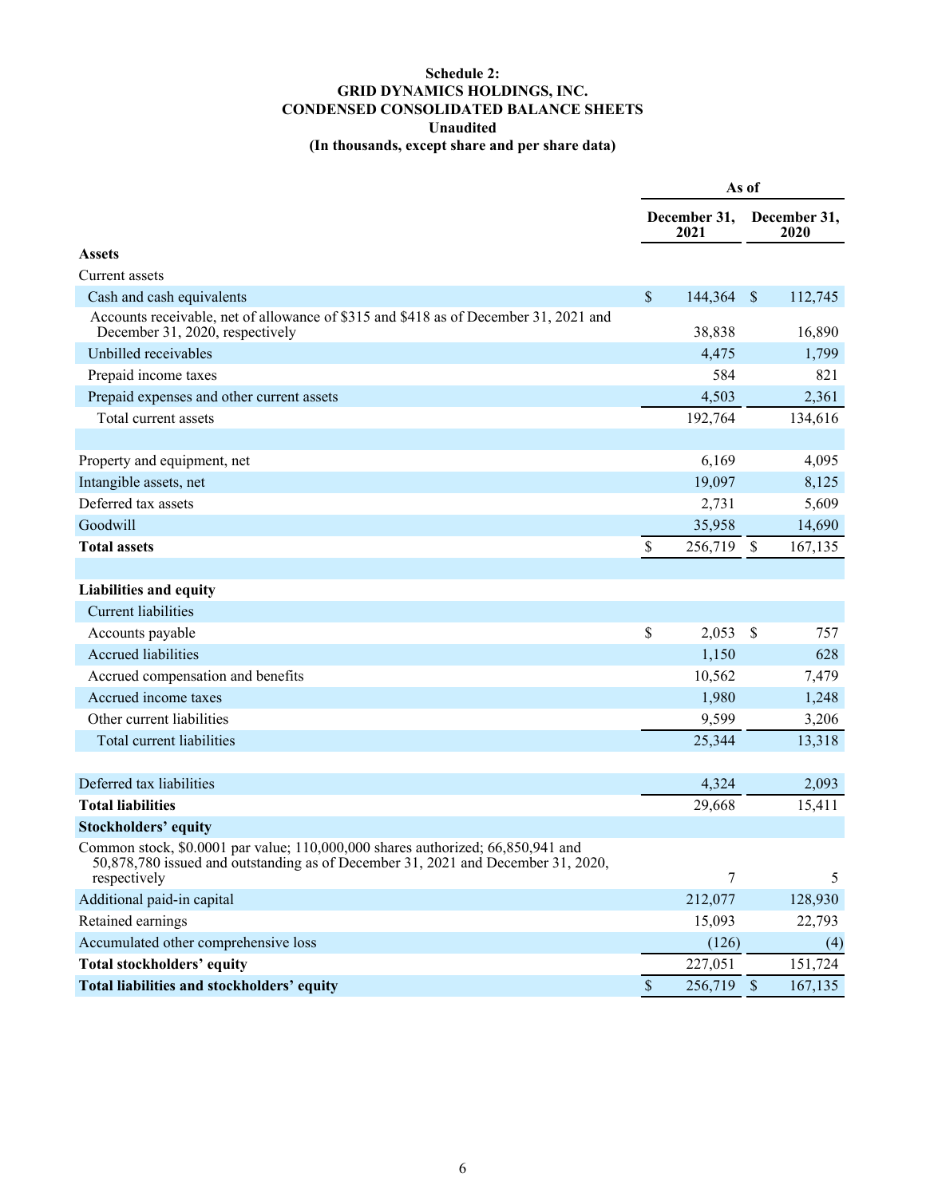**Schedule 2:**
**GRID DYNAMICS HOLDINGS, INC.**
**CONDENSED CONSOLIDATED BALANCE SHEETS**
**Unaudited**
**(In thousands, except share and per share data)**

| | As of | |
|---|---|---|
| | December 31, 2021 | December 31, 2020 |
| **Assets** | | |
| Current assets | | |
| Cash and cash equivalents | $ 144,364 | $ 112,745 |
| Accounts receivable, net of allowance of $315 and $418 as of December 31, 2021 and December 31, 2020, respectively | 38,838 | 16,890 |
| Unbilled receivables | 4,475 | 1,799 |
| Prepaid income taxes | 584 | 821 |
| Prepaid expenses and other current assets | 4,503 | 2,361 |
| Total current assets | 192,764 | 134,616 |
| | | |
| Property and equipment, net | 6,169 | 4,095 |
| Intangible assets, net | 19,097 | 8,125 |
| Deferred tax assets | 2,731 | 5,609 |
| Goodwill | 35,958 | 14,690 |
| **Total assets** | $ 256,719 | $ 167,135 |
| | | |
| **Liabilities and equity** | | |
| Current liabilities | | |
| Accounts payable | $ 2,053 | $ 757 |
| Accrued liabilities | 1,150 | 628 |
| Accrued compensation and benefits | 10,562 | 7,479 |
| Accrued income taxes | 1,980 | 1,248 |
| Other current liabilities | 9,599 | 3,206 |
| Total current liabilities | 25,344 | 13,318 |
| | | |
| Deferred tax liabilities | 4,324 | 2,093 |
| **Total liabilities** | 29,668 | 15,411 |
| **Stockholders' equity** | | |
| Common stock, $0.0001 par value; 110,000,000 shares authorized; 66,850,941 and 50,878,780 issued and outstanding as of December 31, 2021 and December 31, 2020, respectively | 7 | 5 |
| Additional paid-in capital | 212,077 | 128,930 |
| Retained earnings | 15,093 | 22,793 |
| Accumulated other comprehensive loss | (126) | (4) |
| **Total stockholders' equity** | 227,051 | 151,724 |
| **Total liabilities and stockholders' equity** | $ 256,719 | $ 167,135 |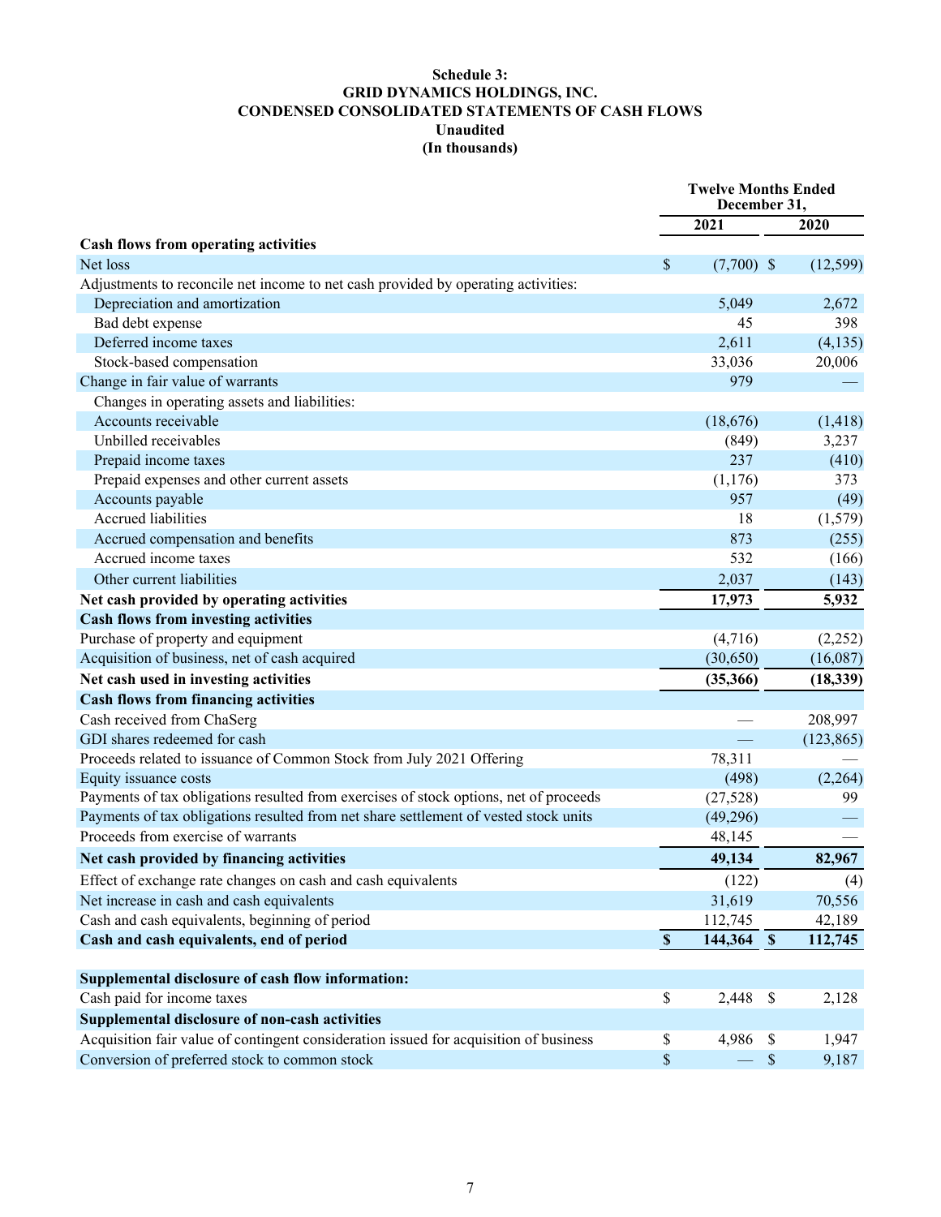**Schedule 3:**
**GRID DYNAMICS HOLDINGS, INC.**
**CONDENSED CONSOLIDATED STATEMENTS OF CASH FLOWS**
**Unaudited**
**(In thousands)**

| | Twelve Months Ended December 31, | |
|---|---|---|
| | 2021 | 2020 |
| **Cash flows from operating activities** | | |
| Net loss | $ (7,700) | $ (12,599) |
| Adjustments to reconcile net income to net cash provided by operating activities: | | |
| Depreciation and amortization | 5,049 | 2,672 |
| Bad debt expense | 45 | 398 |
| Deferred income taxes | 2,611 | (4,135) |
| Stock-based compensation | 33,036 | 20,006 |
| Change in fair value of warrants | 979 | — |
| Changes in operating assets and liabilities: | | |
| Accounts receivable | (18,676) | (1,418) |
| Unbilled receivables | (849) | 3,237 |
| Prepaid income taxes | 237 | (410) |
| Prepaid expenses and other current assets | (1,176) | 373 |
| Accounts payable | 957 | (49) |
| Accrued liabilities | 18 | (1,579) |
| Accrued compensation and benefits | 873 | (255) |
| Accrued income taxes | 532 | (166) |
| Other current liabilities | 2,037 | (143) |
| **Net cash provided by operating activities** | **17,973** | **5,932** |
| **Cash flows from investing activities** | | |
| Purchase of property and equipment | (4,716) | (2,252) |
| Acquisition of business, net of cash acquired | (30,650) | (16,087) |
| **Net cash used in investing activities** | **(35,366)** | **(18,339)** |
| **Cash flows from financing activities** | | |
| Cash received from ChaSerg | — | 208,997 |
| GDI shares redeemed for cash | — | (123,865) |
| Proceeds related to issuance of Common Stock from July 2021 Offering | 78,311 | — |
| Equity issuance costs | (498) | (2,264) |
| Payments of tax obligations resulted from exercises of stock options, net of proceeds | (27,528) | 99 |
| Payments of tax obligations resulted from net share settlement of vested stock units | (49,296) | — |
| Proceeds from exercise of warrants | 48,145 | — |
| **Net cash provided by financing activities** | **49,134** | **82,967** |
| Effect of exchange rate changes on cash and cash equivalents | (122) | (4) |
| Net increase in cash and cash equivalents | 31,619 | 70,556 |
| Cash and cash equivalents, beginning of period | 112,745 | 42,189 |
| **Cash and cash equivalents, end of period** | **$ 144,364** | **$ 112,745** |
| | | |
| **Supplemental disclosure of cash flow information:** | | |
| Cash paid for income taxes | $ 2,448 | $ 2,128 |
| **Supplemental disclosure of non-cash activities** | | |
| Acquisition fair value of contingent consideration issued for acquisition of business | $ 4,986 | $ 1,947 |
| Conversion of preferred stock to common stock | $ — | $ 9,187 |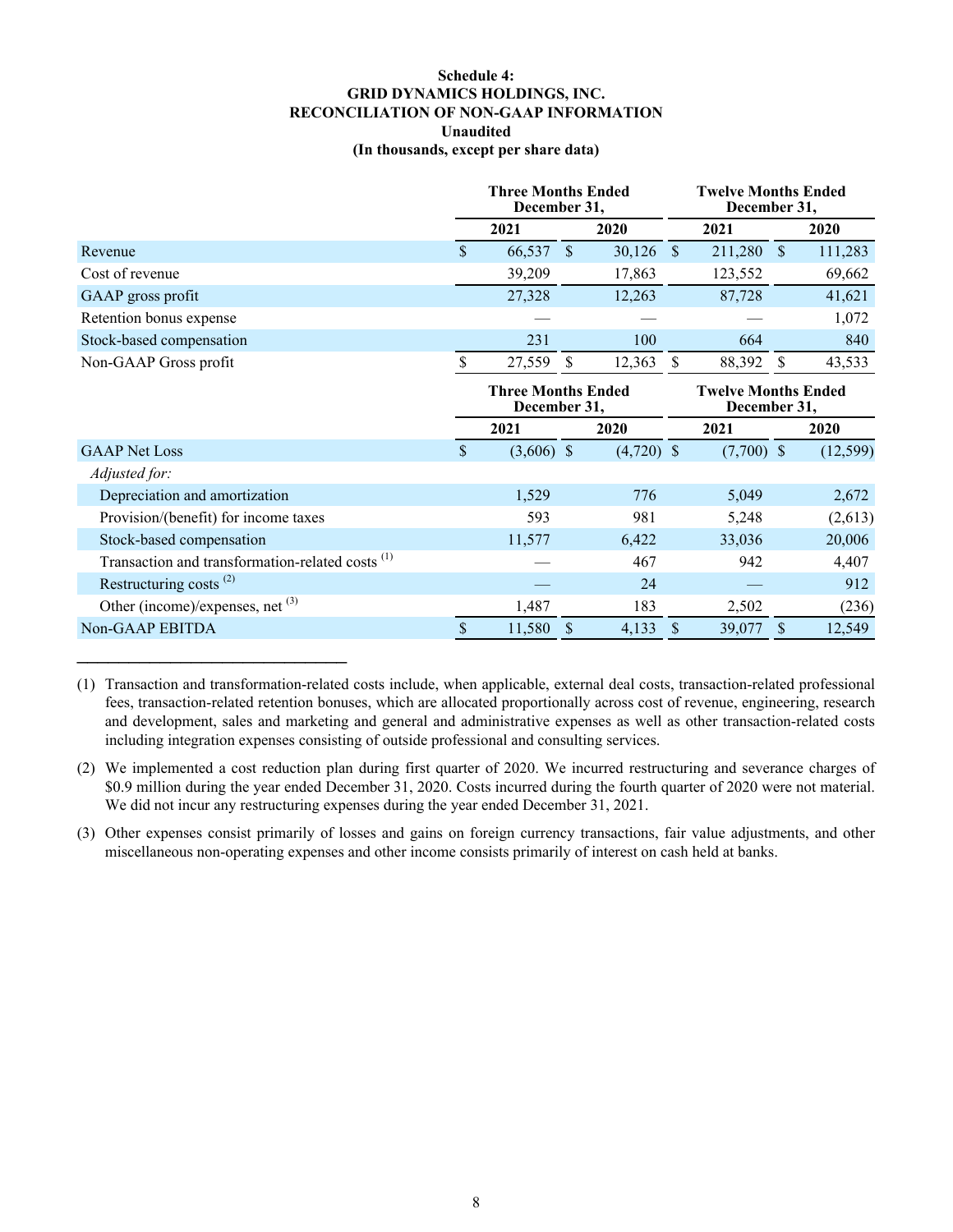**Schedule 4:**
**GRID DYNAMICS HOLDINGS, INC.**
**RECONCILIATION OF NON-GAAP INFORMATION**
**Unaudited**
**(In thousands, except per share data)**

| | Three Months Ended December 31, | | Twelve Months Ended December 31, | |
|---|---|---|---|---|
| | 2021 | 2020 | 2021 | 2020 |
| Revenue | $ 66,537 | $ 30,126 | $ 211,280 | $ 111,283 |
| Cost of revenue | 39,209 | 17,863 | 123,552 | 69,662 |
| GAAP gross profit | 27,328 | 12,263 | 87,728 | 41,621 |
| Retention bonus expense | — | — | — | 1,072 |
| Stock-based compensation | 231 | 100 | 664 | 840 |
| Non-GAAP Gross profit | $ 27,559 | $ 12,363 | $ 88,392 | $ 43,533 |

| | Three Months Ended December 31, | | Twelve Months Ended December 31, | |
|---|---|---|---|---|
| | 2021 | 2020 | 2021 | 2020 |
| GAAP Net Loss | $ (3,606) | $ (4,720) | $ (7,700) | $ (12,599) |
| *Adjusted for:* | | | | |
| Depreciation and amortization | 1,529 | 776 | 5,049 | 2,672 |
| Provision/(benefit) for income taxes | 593 | 981 | 5,248 | (2,613) |
| Stock-based compensation | 11,577 | 6,422 | 33,036 | 20,006 |
| Transaction and transformation-related costs (1) | — | 467 | 942 | 4,407 |
| Restructuring costs (2) | — | 24 | — | 912 |
| Other (income)/expenses, net (3) | 1,487 | 183 | 2,502 | (236) |
| Non-GAAP EBITDA | $ 11,580 | $ 4,133 | $ 39,077 | $ 12,549 |

---

(1) Transaction and transformation-related costs include, when applicable, external deal costs, transaction-related professional fees, transaction-related retention bonuses, which are allocated proportionally across cost of revenue, engineering, research and development, sales and marketing and general and administrative expenses as well as other transaction-related costs including integration expenses consisting of outside professional and consulting services.

(2) We implemented a cost reduction plan during first quarter of 2020. We incurred restructuring and severance charges of $0.9 million during the year ended December 31, 2020. Costs incurred during the fourth quarter of 2020 were not material. We did not incur any restructuring expenses during the year ended December 31, 2021.

(3) Other expenses consist primarily of losses and gains on foreign currency transactions, fair value adjustments, and other miscellaneous non-operating expenses and other income consists primarily of interest on cash held at banks.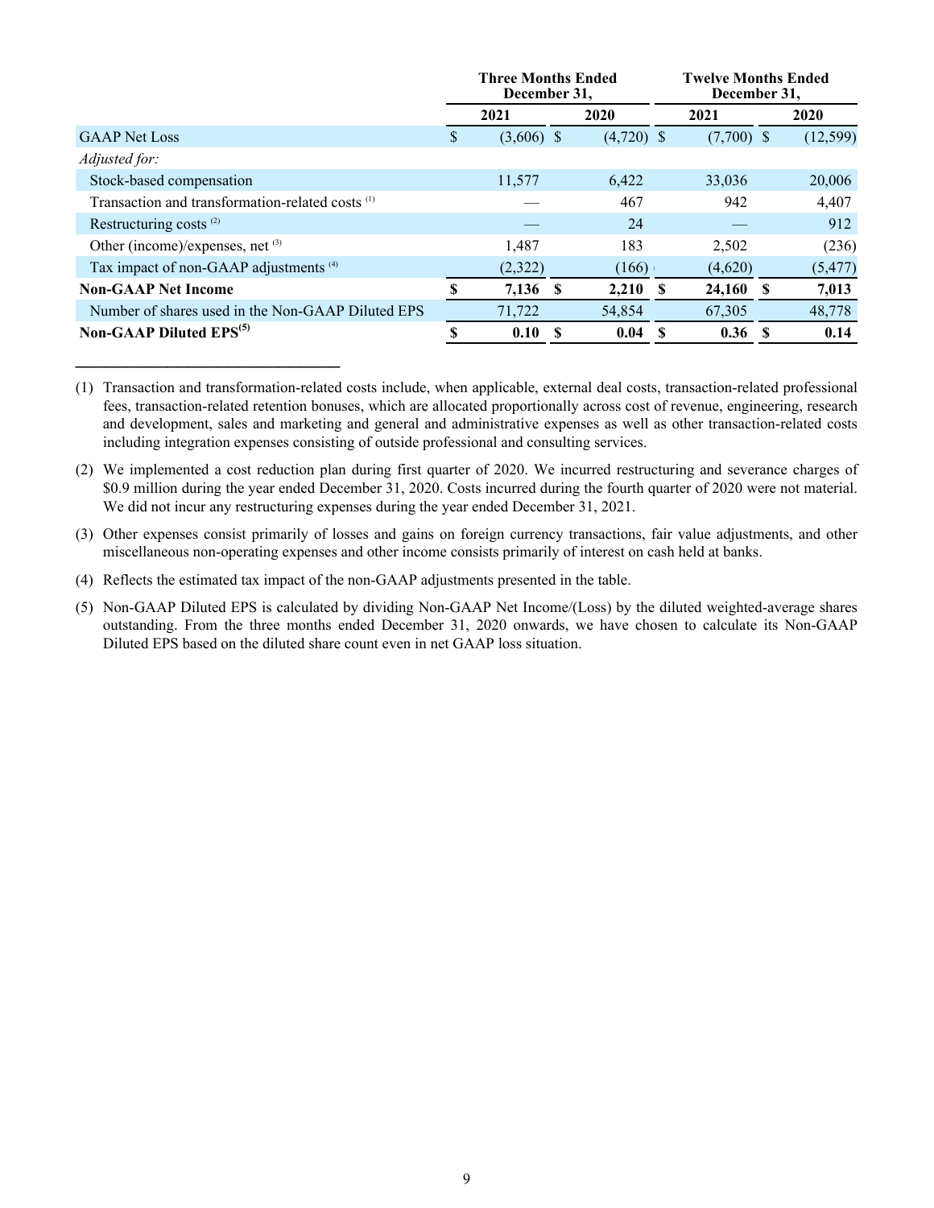| | Three Months Ended December 31, | | Twelve Months Ended December 31, | |
|---|---|---|---|---|
| | 2021 | 2020 | 2021 | 2020 |
| GAAP Net Loss | $ (3,606) | $ (4,720) | $ (7,700) | $ (12,599) |
| *Adjusted for:* | | | | |
| Stock-based compensation | 11,577 | 6,422 | 33,036 | 20,006 |
| Transaction and transformation-related costs (1) | — | 467 | 942 | 4,407 |
| Restructuring costs (2) | — | 24 | — | 912 |
| Other (income)/expenses, net (3) | 1,487 | 183 | 2,502 | (236) |
| Tax impact of non-GAAP adjustments (4) | (2,322) | (166) | (4,620) | (5,477) |
| **Non-GAAP Net Income** | **$ 7,136** | **$ 2,210** | **$ 24,160** | **$ 7,013** |
| Number of shares used in the Non-GAAP Diluted EPS | 71,722 | 54,854 | 67,305 | 48,778 |
| **Non-GAAP Diluted EPS(5)** | **$ 0.10** | **$ 0.04** | **$ 0.36** | **$ 0.14** |

(1) Transaction and transformation-related costs include, when applicable, external deal costs, transaction-related professional fees, transaction-related retention bonuses, which are allocated proportionally across cost of revenue, engineering, research and development, sales and marketing and general and administrative expenses as well as other transaction-related costs including integration expenses consisting of outside professional and consulting services.

(2) We implemented a cost reduction plan during first quarter of 2020. We incurred restructuring and severance charges of $0.9 million during the year ended December 31, 2020. Costs incurred during the fourth quarter of 2020 were not material. We did not incur any restructuring expenses during the year ended December 31, 2021.

(3) Other expenses consist primarily of losses and gains on foreign currency transactions, fair value adjustments, and other miscellaneous non-operating expenses and other income consists primarily of interest on cash held at banks.

(4) Reflects the estimated tax impact of the non-GAAP adjustments presented in the table.

(5) Non-GAAP Diluted EPS is calculated by dividing Non-GAAP Net Income/(Loss) by the diluted weighted-average shares outstanding. From the three months ended December 31, 2020 onwards, we have chosen to calculate its Non-GAAP Diluted EPS based on the diluted share count even in net GAAP loss situation.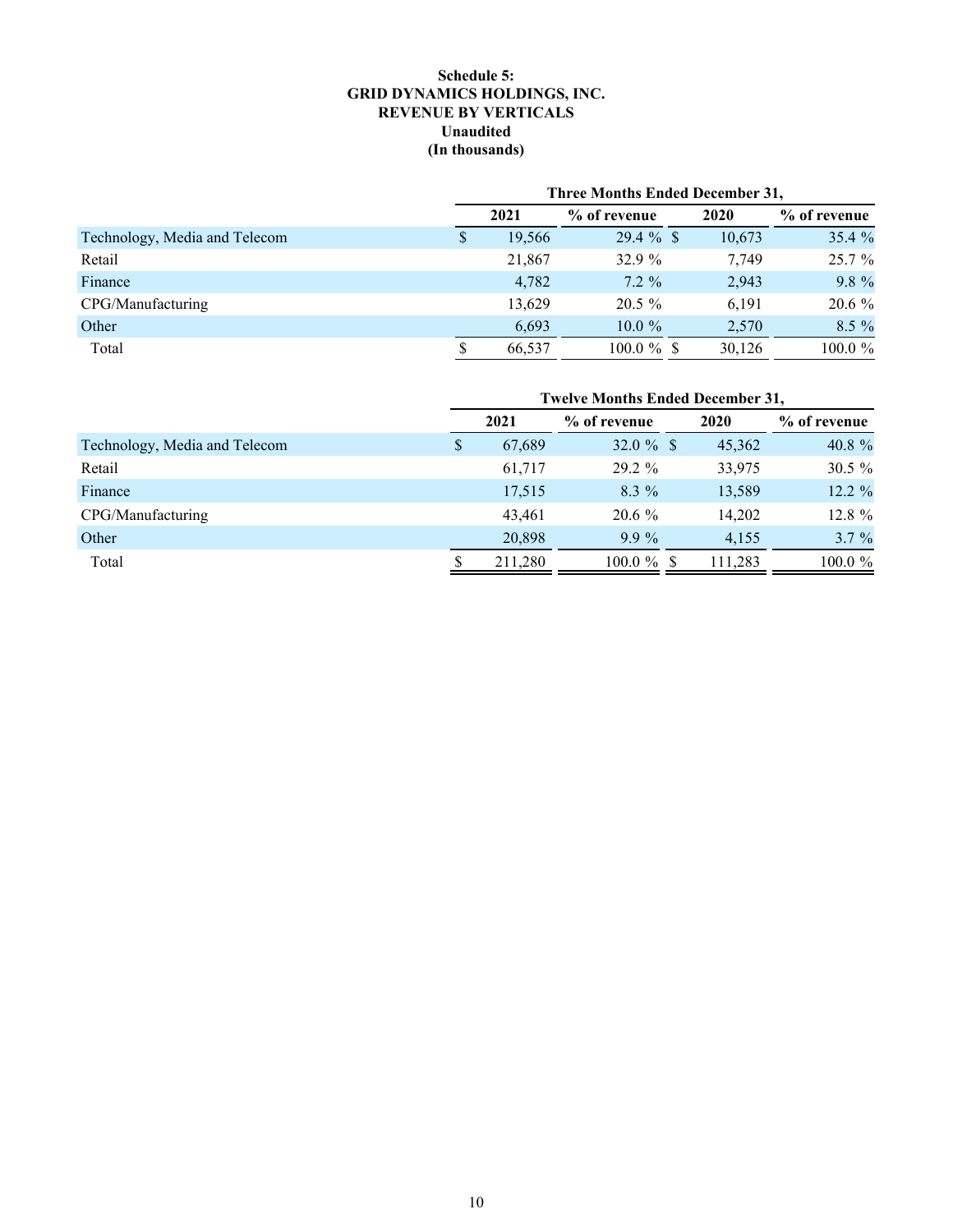**Schedule 5:**
**GRID DYNAMICS HOLDINGS, INC.**
**REVENUE BY VERTICALS**
**Unaudited**
**(In thousands)**

| | Three Months Ended December 31, | | | |
|---|---|---|---|---|
| | 2021 | % of revenue | 2020 | % of revenue |
| Technology, Media and Telecom | $ 19,566 | 29.4 % | $ 10,673 | 35.4 % |
| Retail | 21,867 | 32.9 % | 7,749 | 25.7 % |
| Finance | 4,782 | 7.2 % | 2,943 | 9.8 % |
| CPG/Manufacturing | 13,629 | 20.5 % | 6,191 | 20.6 % |
| Other | 6,693 | 10.0 % | 2,570 | 8.5 % |
| Total | $ 66,537 | 100.0 % | $ 30,126 | 100.0 % |

| | Twelve Months Ended December 31, | | | |
|---|---|---|---|---|
| | 2021 | % of revenue | 2020 | % of revenue |
| Technology, Media and Telecom | $ 67,689 | 32.0 % | $ 45,362 | 40.8 % |
| Retail | 61,717 | 29.2 % | 33,975 | 30.5 % |
| Finance | 17,515 | 8.3 % | 13,589 | 12.2 % |
| CPG/Manufacturing | 43,461 | 20.6 % | 14,202 | 12.8 % |
| Other | 20,898 | 9.9 % | 4,155 | 3.7 % |
| Total | $ 211,280 | 100.0 % | $ 111,283 | 100.0 % |